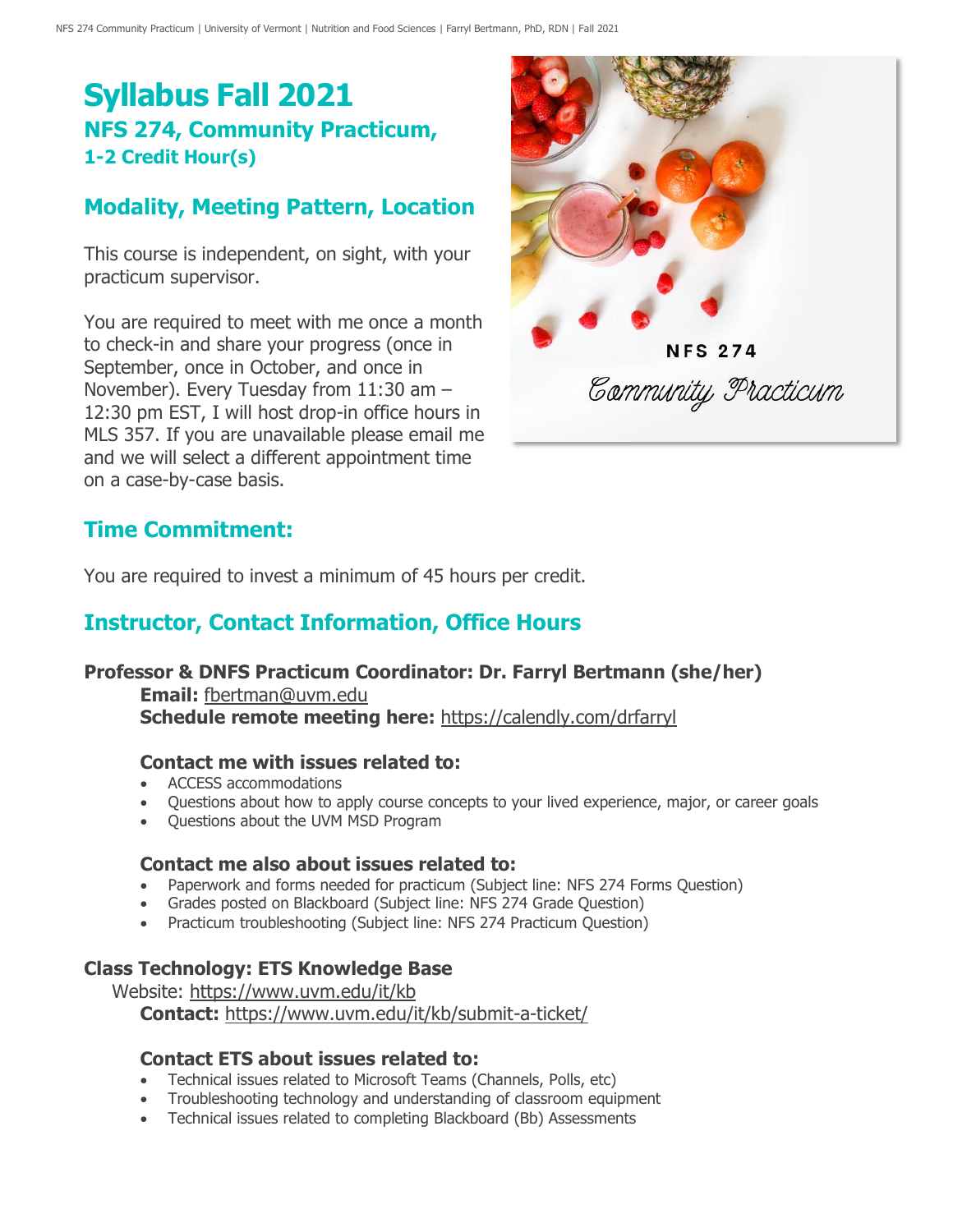# Syllabus Fall 2021

### NFS 274, Community Practicum, 1-2 Credit Hour(s)

## Modality, Meeting Pattern, Location

This course is independent, on sight, with your practicum supervisor.

You are required to meet with me once a month to check-in and share your progress (once in September, once in October, and once in November). Every Tuesday from 11:30 am – 12:30 pm EST, I will host drop-in office hours in MLS 357. If you are unavailable please email me and we will select a different appointment time on a case-by-case basis.

## Time Commitment:

You are required to invest a minimum of 45 hours per credit.

## Instructor, Contact Information, Office Hours

**Professor & DNFS Practicum Coordinator: Dr. Farryl Bertmann (she/her)**

**Email:** fbertman@uvm.edu
**Schedule remote meeting here:** https://calendly.com/drfarryl

**Contact me with issues related to:**

- ACCESS accommodations
- Questions about how to apply course concepts to your lived experience, major, or career goals
- Questions about the UVM MSD Program

**Contact me also about issues related to:**

- Paperwork and forms needed for practicum (Subject line: NFS 274 Forms Question)
- Grades posted on Blackboard (Subject line: NFS 274 Grade Question)
- Practicum troubleshooting (Subject line: NFS 274 Practicum Question)

**Class Technology: ETS Knowledge Base**

Website: https://www.uvm.edu/it/kb
**Contact:** https://www.uvm.edu/it/kb/submit-a-ticket/

**Contact ETS about issues related to:**

- Technical issues related to Microsoft Teams (Channels, Polls, etc)
- Troubleshooting technology and understanding of classroom equipment
- Technical issues related to completing Blackboard (Bb) Assessments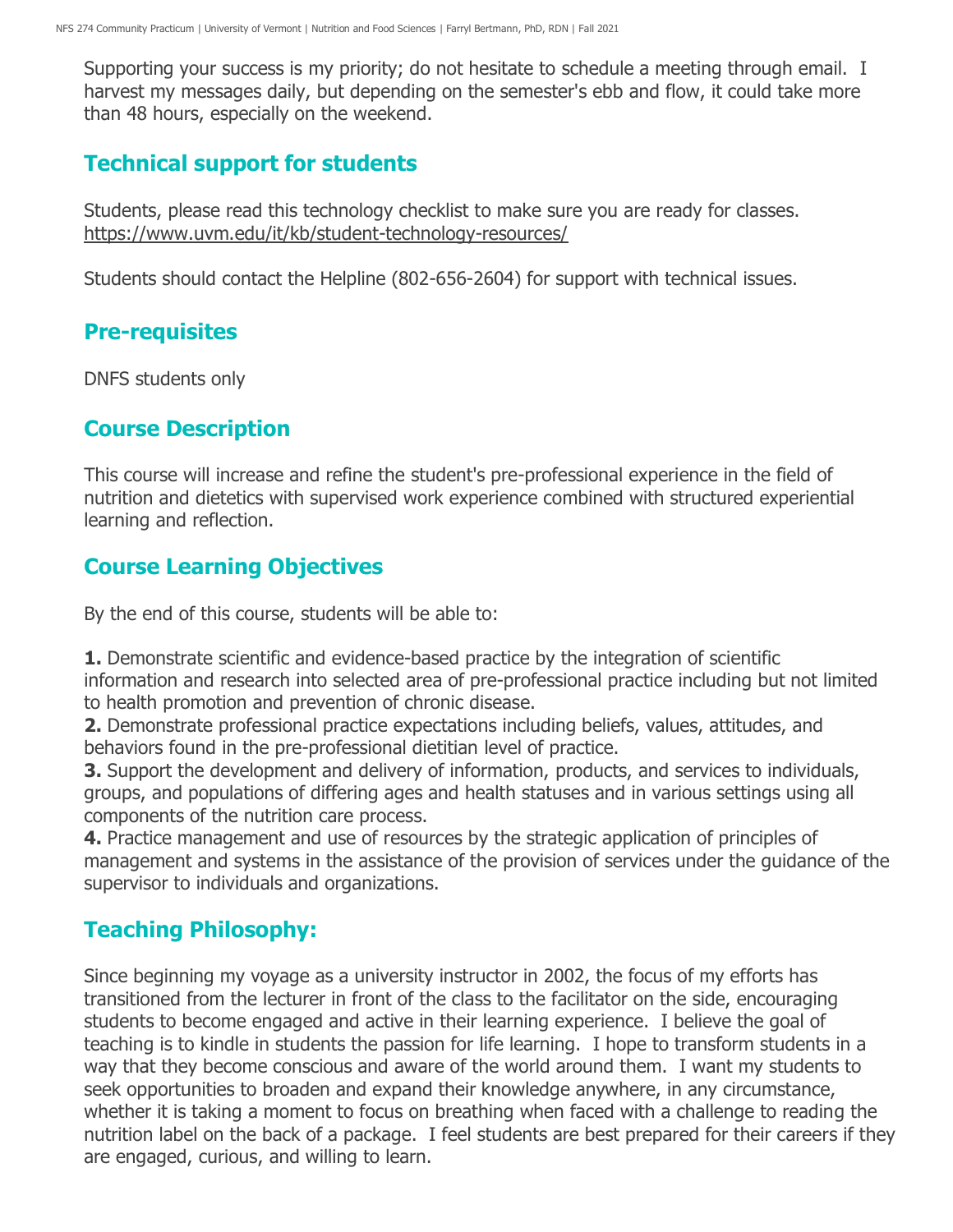Supporting your success is my priority; do not hesitate to schedule a meeting through email. I harvest my messages daily, but depending on the semester's ebb and flow, it could take more than 48 hours, especially on the weekend.

## Technical support for students

Students, please read this technology checklist to make sure you are ready for classes. https://www.uvm.edu/it/kb/student-technology-resources/

Students should contact the Helpline (802-656-2604) for support with technical issues.

## Pre-requisites

DNFS students only

## Course Description

This course will increase and refine the student's pre-professional experience in the field of nutrition and dietetics with supervised work experience combined with structured experiential learning and reflection.

## Course Learning Objectives

By the end of this course, students will be able to:

**1.** Demonstrate scientific and evidence-based practice by the integration of scientific information and research into selected area of pre-professional practice including but not limited to health promotion and prevention of chronic disease.
**2.** Demonstrate professional practice expectations including beliefs, values, attitudes, and behaviors found in the pre-professional dietitian level of practice.
**3.** Support the development and delivery of information, products, and services to individuals, groups, and populations of differing ages and health statuses and in various settings using all components of the nutrition care process.
**4.** Practice management and use of resources by the strategic application of principles of management and systems in the assistance of the provision of services under the guidance of the supervisor to individuals and organizations.

## Teaching Philosophy:

Since beginning my voyage as a university instructor in 2002, the focus of my efforts has transitioned from the lecturer in front of the class to the facilitator on the side, encouraging students to become engaged and active in their learning experience. I believe the goal of teaching is to kindle in students the passion for life learning. I hope to transform students in a way that they become conscious and aware of the world around them. I want my students to seek opportunities to broaden and expand their knowledge anywhere, in any circumstance, whether it is taking a moment to focus on breathing when faced with a challenge to reading the nutrition label on the back of a package. I feel students are best prepared for their careers if they are engaged, curious, and willing to learn.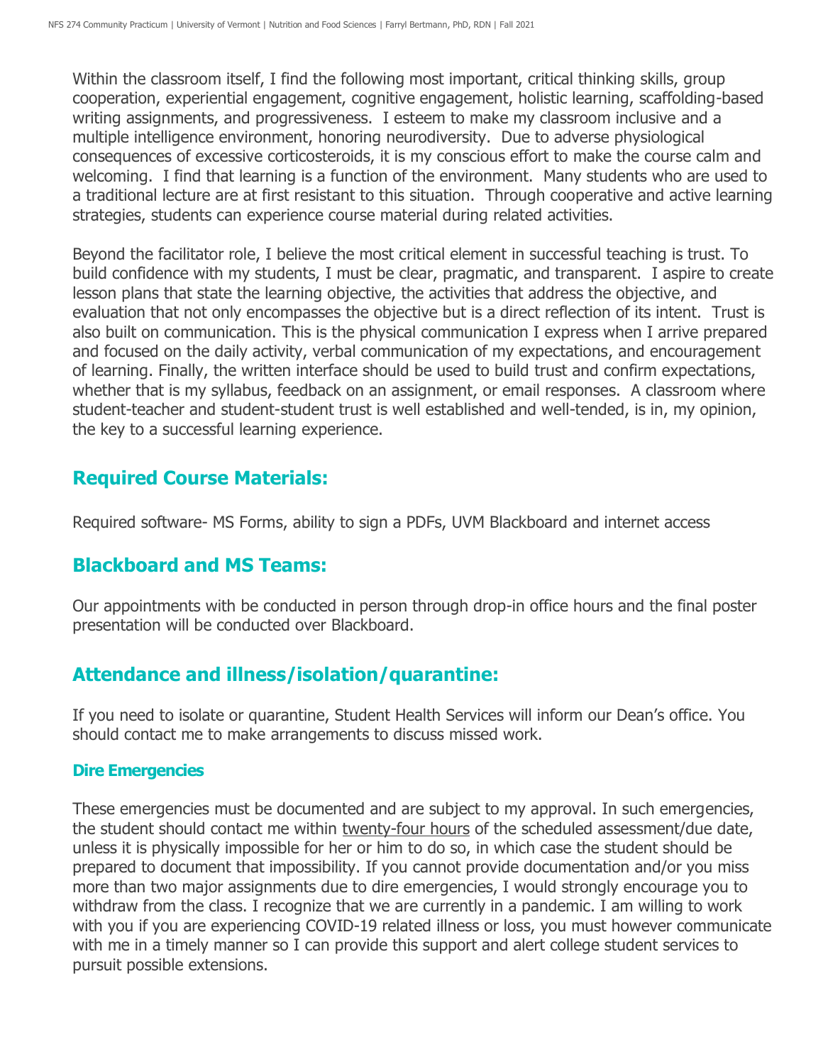Within the classroom itself, I find the following most important, critical thinking skills, group cooperation, experiential engagement, cognitive engagement, holistic learning, scaffolding-based writing assignments, and progressiveness. I esteem to make my classroom inclusive and a multiple intelligence environment, honoring neurodiversity. Due to adverse physiological consequences of excessive corticosteroids, it is my conscious effort to make the course calm and welcoming. I find that learning is a function of the environment. Many students who are used to a traditional lecture are at first resistant to this situation. Through cooperative and active learning strategies, students can experience course material during related activities.

Beyond the facilitator role, I believe the most critical element in successful teaching is trust. To build confidence with my students, I must be clear, pragmatic, and transparent. I aspire to create lesson plans that state the learning objective, the activities that address the objective, and evaluation that not only encompasses the objective but is a direct reflection of its intent. Trust is also built on communication. This is the physical communication I express when I arrive prepared and focused on the daily activity, verbal communication of my expectations, and encouragement of learning. Finally, the written interface should be used to build trust and confirm expectations, whether that is my syllabus, feedback on an assignment, or email responses. A classroom where student-teacher and student-student trust is well established and well-tended, is in, my opinion, the key to a successful learning experience.

## Required Course Materials:

Required software- MS Forms, ability to sign a PDFs, UVM Blackboard and internet access

## Blackboard and MS Teams:

Our appointments with be conducted in person through drop-in office hours and the final poster presentation will be conducted over Blackboard.

## Attendance and illness/isolation/quarantine:

If you need to isolate or quarantine, Student Health Services will inform our Dean's office. You should contact me to make arrangements to discuss missed work.

### Dire Emergencies

These emergencies must be documented and are subject to my approval. In such emergencies, the student should contact me within <u>twenty-four hours</u> of the scheduled assessment/due date, unless it is physically impossible for her or him to do so, in which case the student should be prepared to document that impossibility. If you cannot provide documentation and/or you miss more than two major assignments due to dire emergencies, I would strongly encourage you to withdraw from the class. I recognize that we are currently in a pandemic. I am willing to work with you if you are experiencing COVID-19 related illness or loss, you must however communicate with me in a timely manner so I can provide this support and alert college student services to pursuit possible extensions.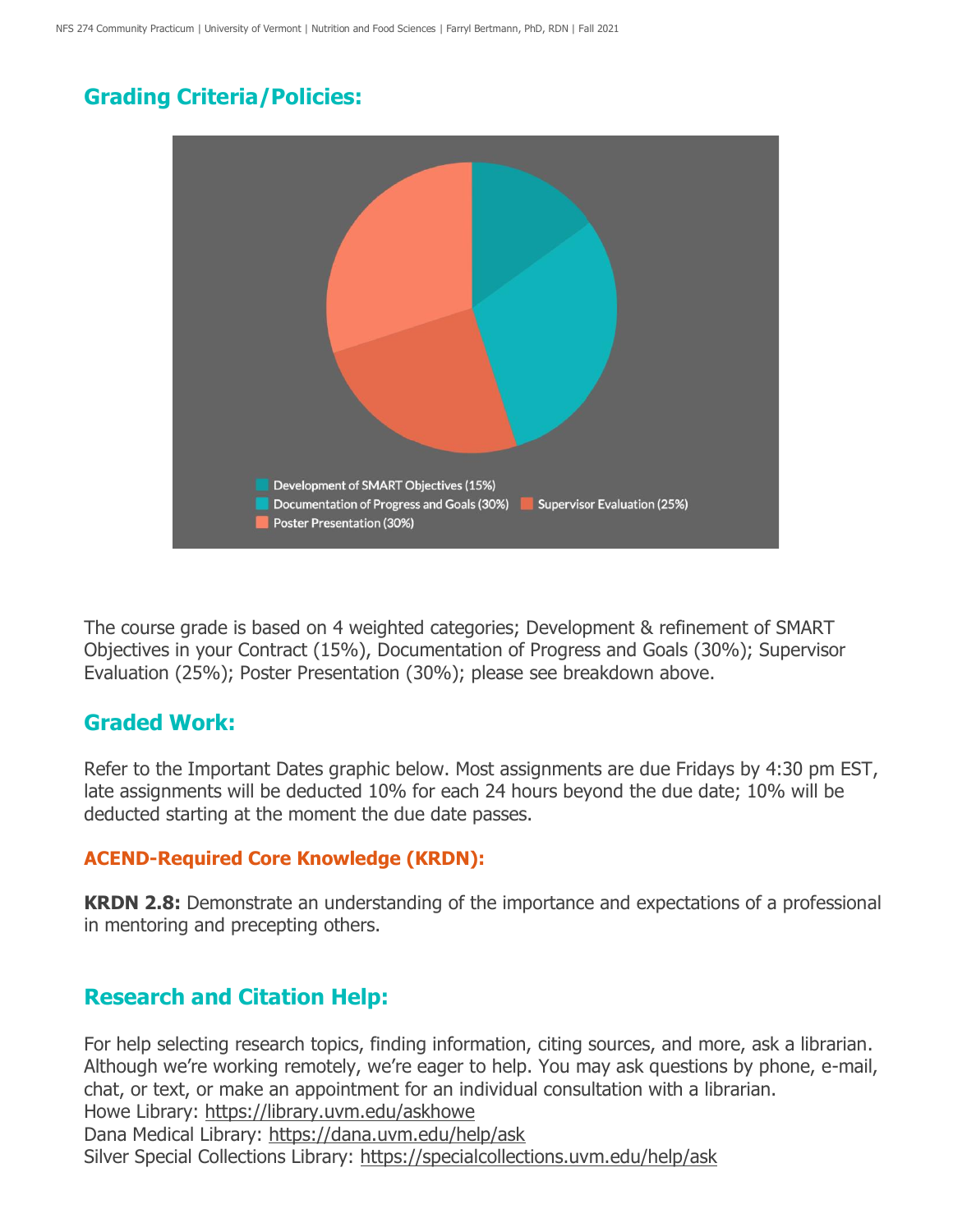## Grading Criteria/Policies:

Development of SMART Objectives (15%)
Documentation of Progress and Goals (30%)
Supervisor Evaluation (25%)
Poster Presentation (30%)

The course grade is based on 4 weighted categories; Development & refinement of SMART Objectives in your Contract (15%), Documentation of Progress and Goals (30%); Supervisor Evaluation (25%); Poster Presentation (30%); please see breakdown above.

## Graded Work:

Refer to the Important Dates graphic below. Most assignments are due Fridays by 4:30 pm EST, late assignments will be deducted 10% for each 24 hours beyond the due date; 10% will be deducted starting at the moment the due date passes.

### ACEND-Required Core Knowledge (KRDN):

**KRDN 2.8:** Demonstrate an understanding of the importance and expectations of a professional in mentoring and precepting others.

## Research and Citation Help:

For help selecting research topics, finding information, citing sources, and more, ask a librarian. Although we're working remotely, we're eager to help. You may ask questions by phone, e-mail, chat, or text, or make an appointment for an individual consultation with a librarian.
Howe Library: https://library.uvm.edu/askhowe
Dana Medical Library: https://dana.uvm.edu/help/ask
Silver Special Collections Library: https://specialcollections.uvm.edu/help/ask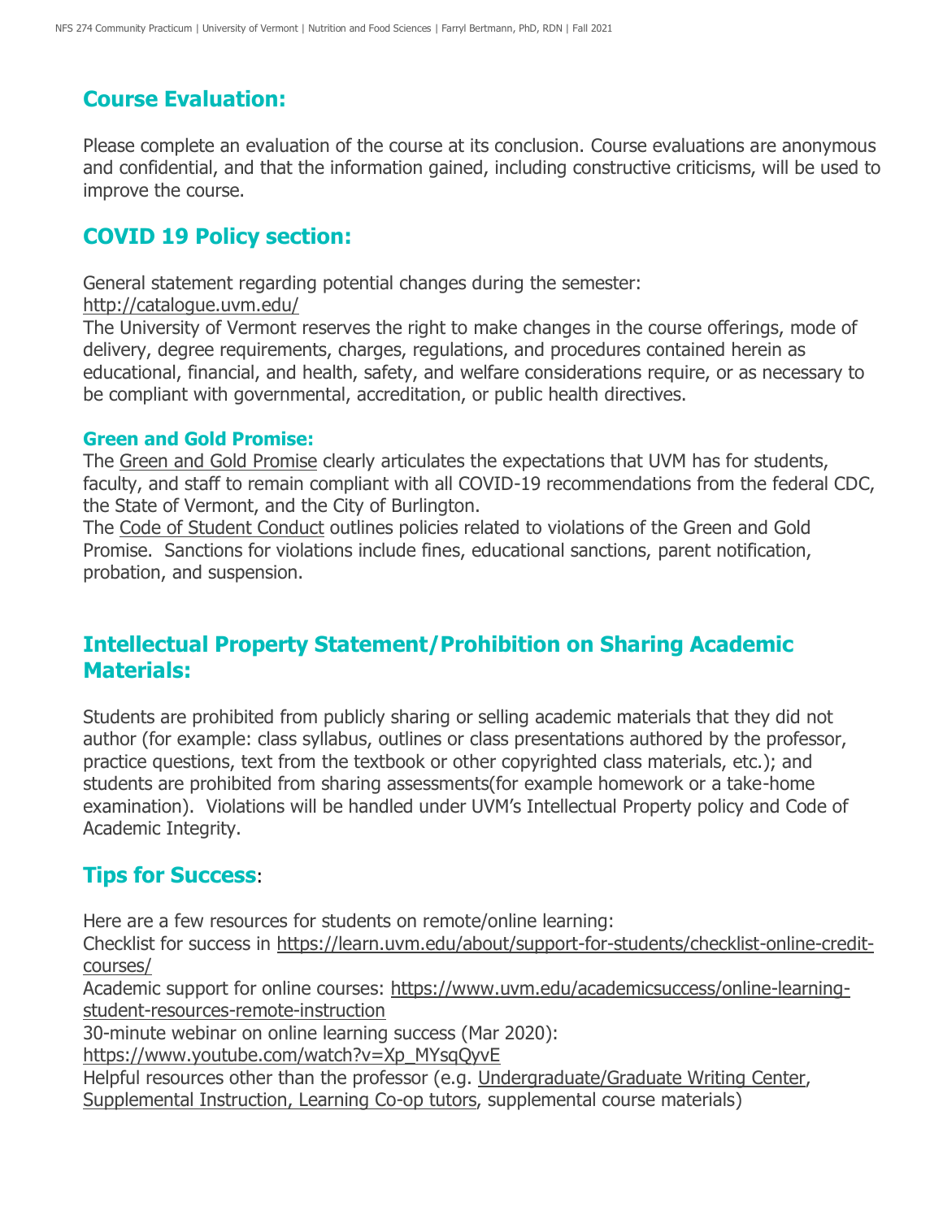## Course Evaluation:

Please complete an evaluation of the course at its conclusion. Course evaluations are anonymous and confidential, and that the information gained, including constructive criticisms, will be used to improve the course.

## COVID 19 Policy section:

General statement regarding potential changes during the semester:
http://catalogue.uvm.edu/
The University of Vermont reserves the right to make changes in the course offerings, mode of delivery, degree requirements, charges, regulations, and procedures contained herein as educational, financial, and health, safety, and welfare considerations require, or as necessary to be compliant with governmental, accreditation, or public health directives.

### Green and Gold Promise:

The Green and Gold Promise clearly articulates the expectations that UVM has for students, faculty, and staff to remain compliant with all COVID-19 recommendations from the federal CDC, the State of Vermont, and the City of Burlington.
The Code of Student Conduct outlines policies related to violations of the Green and Gold Promise. Sanctions for violations include fines, educational sanctions, parent notification, probation, and suspension.

## Intellectual Property Statement/Prohibition on Sharing Academic Materials:

Students are prohibited from publicly sharing or selling academic materials that they did not author (for example: class syllabus, outlines or class presentations authored by the professor, practice questions, text from the textbook or other copyrighted class materials, etc.); and students are prohibited from sharing assessments(for example homework or a take-home examination). Violations will be handled under UVM's Intellectual Property policy and Code of Academic Integrity.

## Tips for Success:

Here are a few resources for students on remote/online learning:
Checklist for success in https://learn.uvm.edu/about/support-for-students/checklist-online-credit-courses/
Academic support for online courses: https://www.uvm.edu/academicsuccess/online-learning-student-resources-remote-instruction
30-minute webinar on online learning success (Mar 2020):
https://www.youtube.com/watch?v=Xp_MYsqQyvE
Helpful resources other than the professor (e.g. Undergraduate/Graduate Writing Center, Supplemental Instruction, Learning Co-op tutors, supplemental course materials)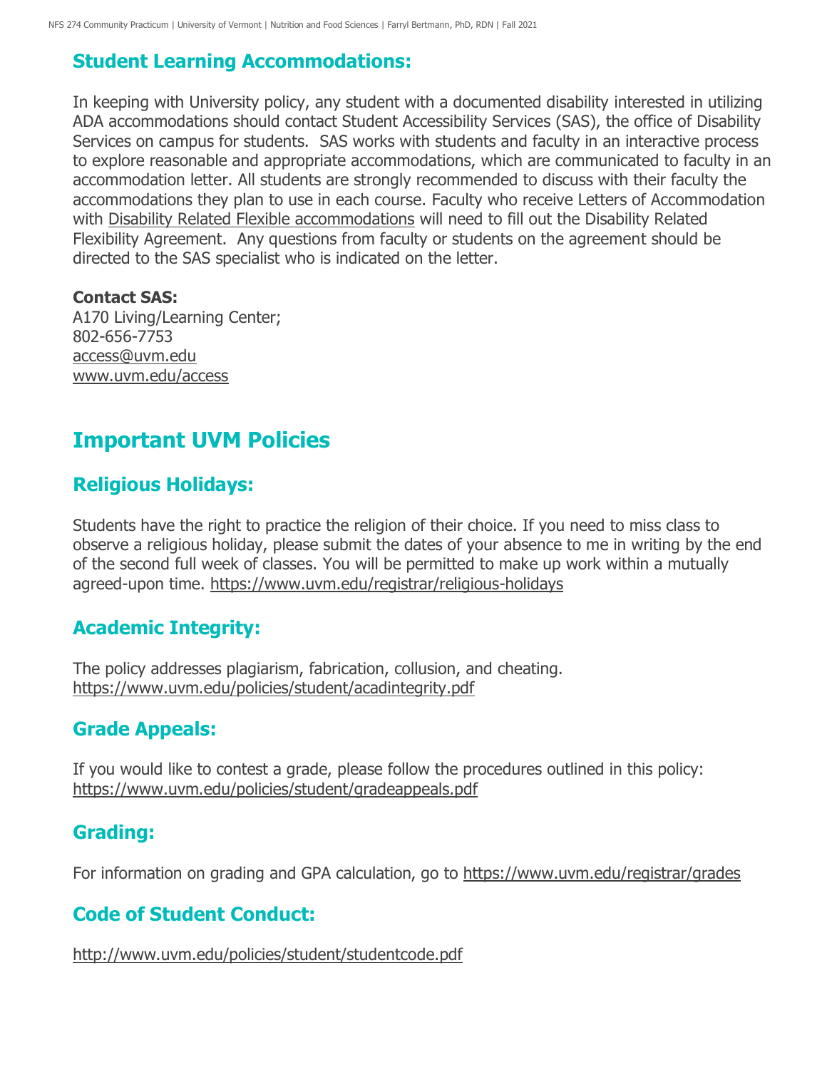## Student Learning Accommodations:

In keeping with University policy, any student with a documented disability interested in utilizing ADA accommodations should contact Student Accessibility Services (SAS), the office of Disability Services on campus for students. SAS works with students and faculty in an interactive process to explore reasonable and appropriate accommodations, which are communicated to faculty in an accommodation letter. All students are strongly recommended to discuss with their faculty the accommodations they plan to use in each course. Faculty who receive Letters of Accommodation with Disability Related Flexible accommodations will need to fill out the Disability Related Flexibility Agreement. Any questions from faculty or students on the agreement should be directed to the SAS specialist who is indicated on the letter.

**Contact SAS:**
A170 Living/Learning Center;
802-656-7753
access@uvm.edu
www.uvm.edu/access

# Important UVM Policies

## Religious Holidays:

Students have the right to practice the religion of their choice. If you need to miss class to observe a religious holiday, please submit the dates of your absence to me in writing by the end of the second full week of classes. You will be permitted to make up work within a mutually agreed-upon time. https://www.uvm.edu/registrar/religious-holidays

## Academic Integrity:

The policy addresses plagiarism, fabrication, collusion, and cheating.
https://www.uvm.edu/policies/student/acadintegrity.pdf

## Grade Appeals:

If you would like to contest a grade, please follow the procedures outlined in this policy:
https://www.uvm.edu/policies/student/gradeappeals.pdf

## Grading:

For information on grading and GPA calculation, go to https://www.uvm.edu/registrar/grades

## Code of Student Conduct:

http://www.uvm.edu/policies/student/studentcode.pdf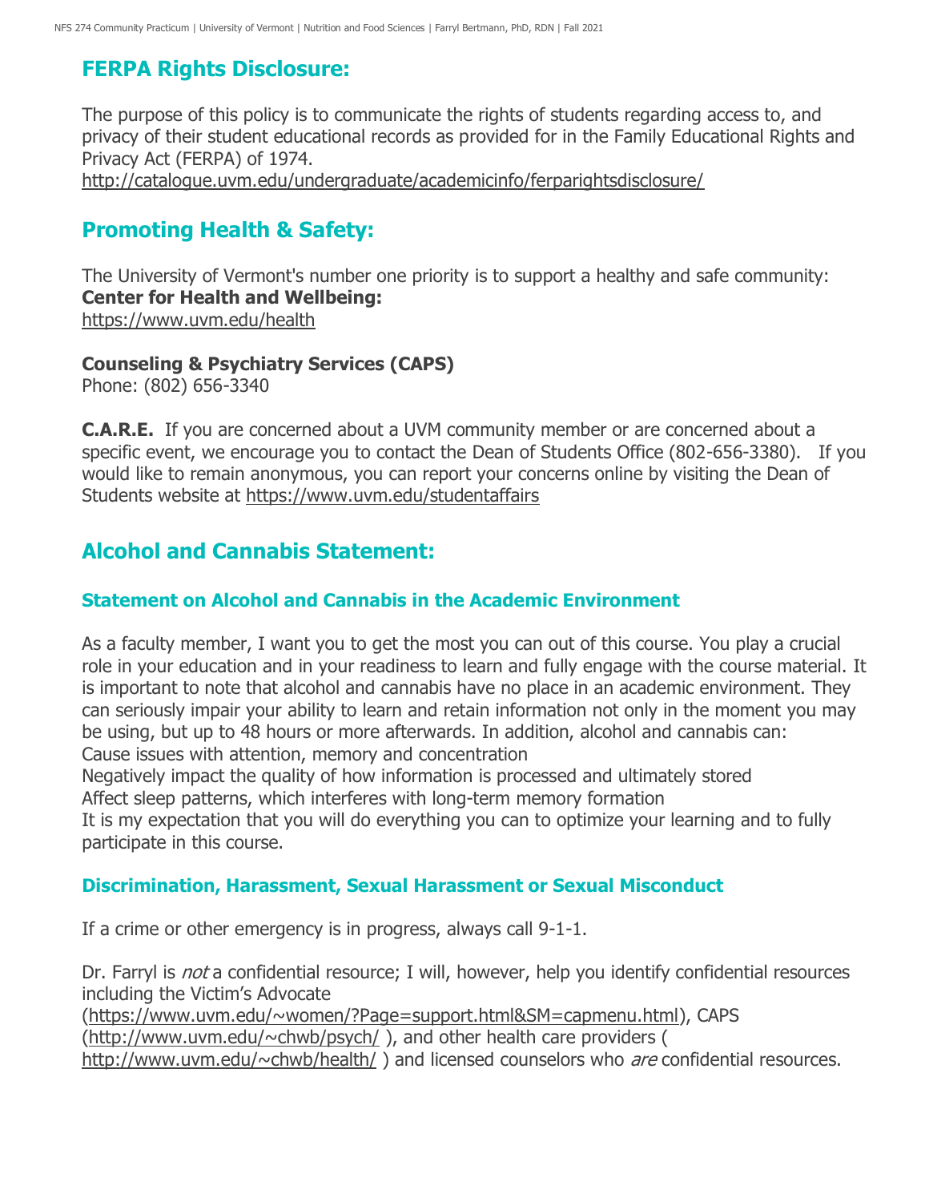## FERPA Rights Disclosure:

The purpose of this policy is to communicate the rights of students regarding access to, and privacy of their student educational records as provided for in the Family Educational Rights and Privacy Act (FERPA) of 1974.
http://catalogue.uvm.edu/undergraduate/academicinfo/ferparightsdisclosure/

## Promoting Health & Safety:

The University of Vermont's number one priority is to support a healthy and safe community:
**Center for Health and Wellbeing:**
https://www.uvm.edu/health

**Counseling & Psychiatry Services (CAPS)**
Phone: (802) 656-3340

**C.A.R.E.** If you are concerned about a UVM community member or are concerned about a specific event, we encourage you to contact the Dean of Students Office (802-656-3380). If you would like to remain anonymous, you can report your concerns online by visiting the Dean of Students website at https://www.uvm.edu/studentaffairs

## Alcohol and Cannabis Statement:

### Statement on Alcohol and Cannabis in the Academic Environment

As a faculty member, I want you to get the most you can out of this course. You play a crucial role in your education and in your readiness to learn and fully engage with the course material. It is important to note that alcohol and cannabis have no place in an academic environment. They can seriously impair your ability to learn and retain information not only in the moment you may be using, but up to 48 hours or more afterwards. In addition, alcohol and cannabis can:
Cause issues with attention, memory and concentration
Negatively impact the quality of how information is processed and ultimately stored
Affect sleep patterns, which interferes with long-term memory formation
It is my expectation that you will do everything you can to optimize your learning and to fully participate in this course.

### Discrimination, Harassment, Sexual Harassment or Sexual Misconduct

If a crime or other emergency is in progress, always call 9-1-1.

Dr. Farryl is *not* a confidential resource; I will, however, help you identify confidential resources including the Victim's Advocate (https://www.uvm.edu/~women/?Page=support.html&SM=capmenu.html), CAPS (http://www.uvm.edu/~chwb/psych/ ), and other health care providers ( http://www.uvm.edu/~chwb/health/ ) and licensed counselors who *are* confidential resources.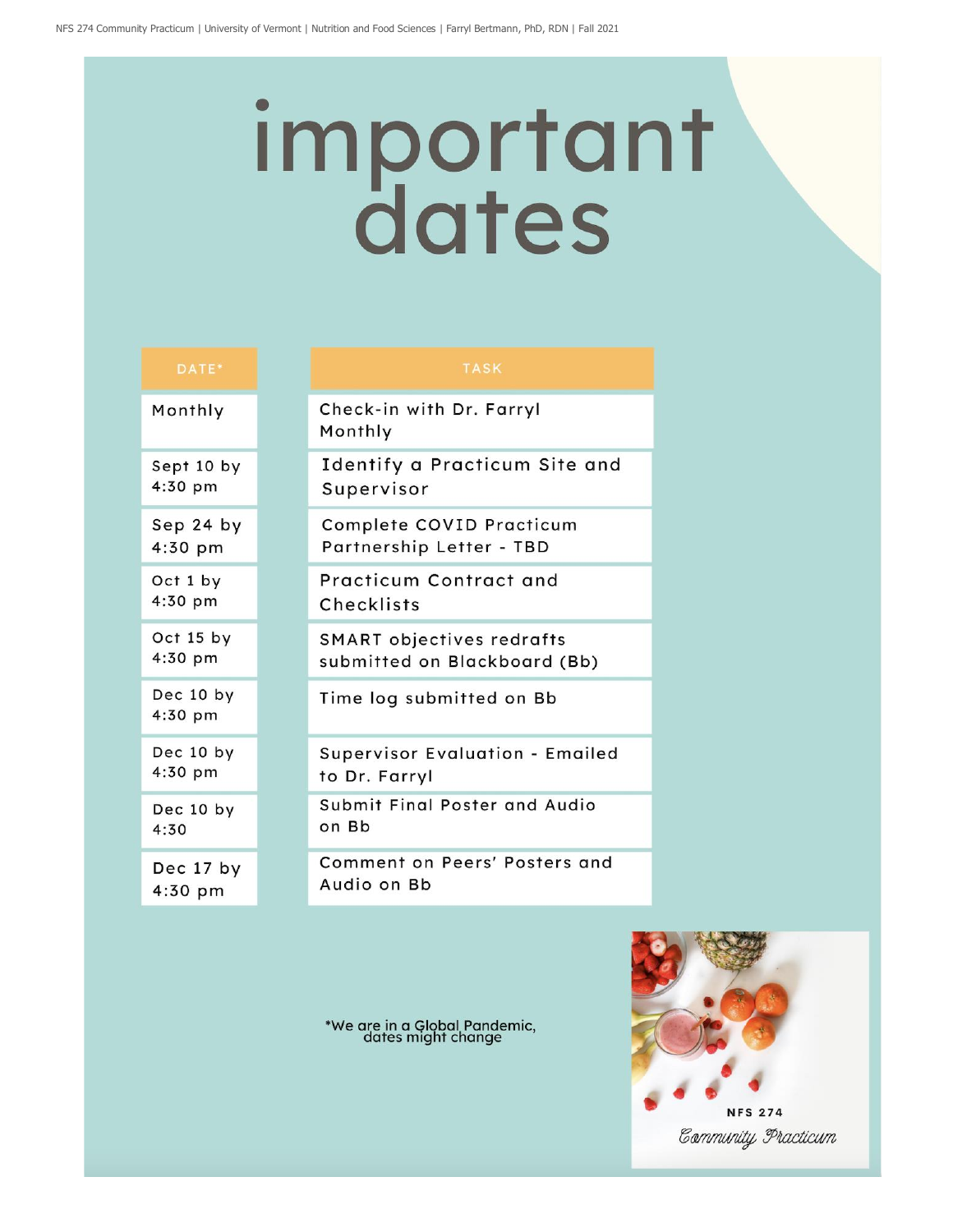# important dates

| DATE* | TASK |
|---|---|
| Monthly | Check-in with Dr. Farryl Monthly |
| Sept 10 by 4:30 pm | Identify a Practicum Site and Supervisor |
| Sep 24 by 4:30 pm | Complete COVID Practicum Partnership Letter - TBD |
| Oct 1 by 4:30 pm | Practicum Contract and Checklists |
| Oct 15 by 4:30 pm | SMART objectives redrafts submitted on Blackboard (Bb) |
| Dec 10 by 4:30 pm | Time log submitted on Bb |
| Dec 10 by 4:30 pm | Supervisor Evaluation - Emailed to Dr. Farryl |
| Dec 10 by 4:30 | Submit Final Poster and Audio on Bb |
| Dec 17 by 4:30 pm | Comment on Peers' Posters and Audio on Bb |

*We are in a Global Pandemic, dates might change

NFS 274

Community Practicum